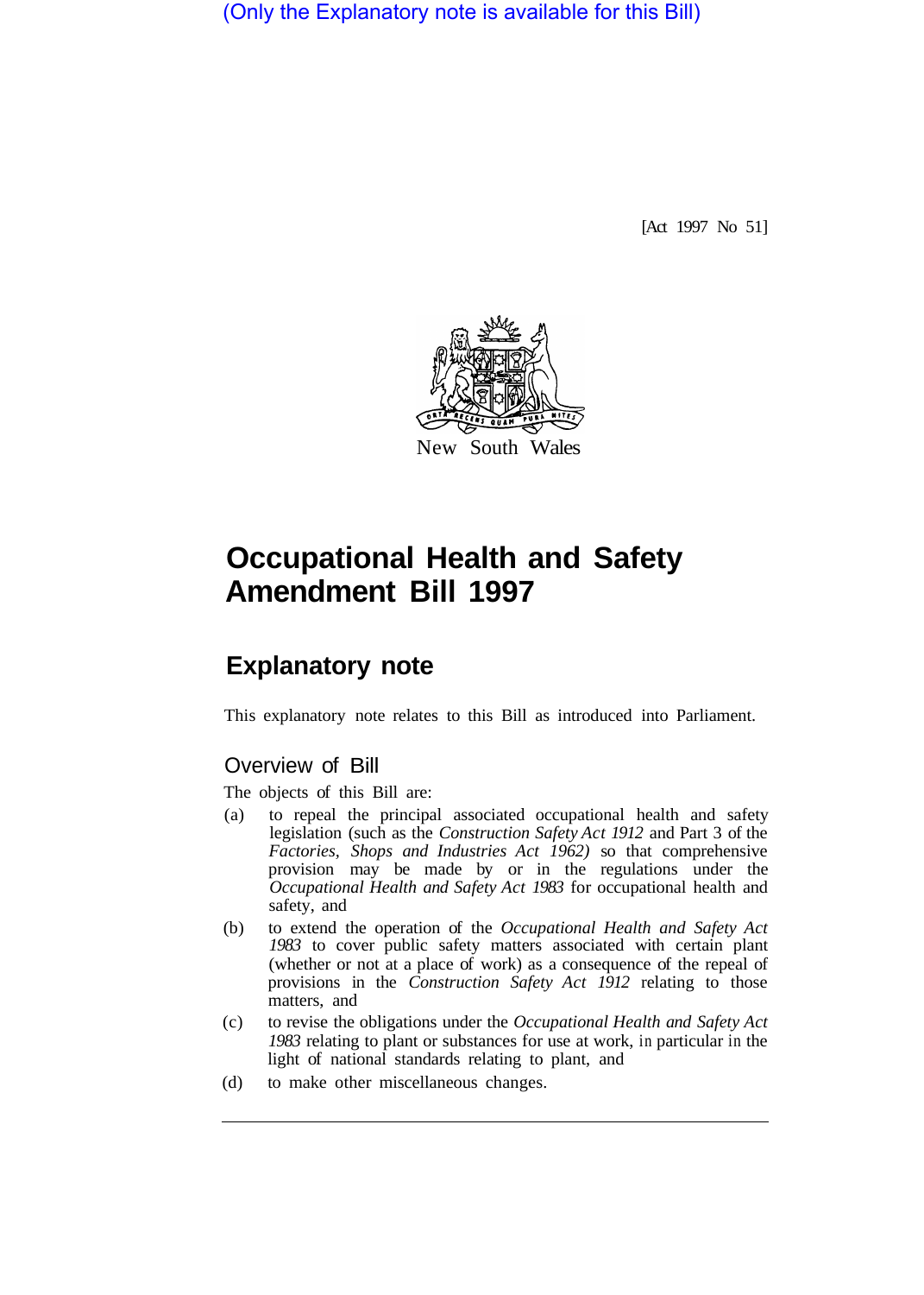(Only the Explanatory note is available for this Bill)

[Act 1997 No 51]

New South Wales

# Occupational Health and Safety Amendment Bill 1997

## Explanatory note

This explanatory note relates to this Bill as introduced into Parliament.

### Overview of Bill

The objects of this Bill are:

(a) to repeal the principal associated occupational health and safety legislation (such as the *Construction Safety Act 1912* and Part 3 of the *Factories, Shops and Industries Act 1962)* so that comprehensive provision may be made by or in the regulations under the *Occupational Health and Safety Act 1983* for occupational health and safety, and

(b) to extend the operation of the *Occupational Health and Safety Act 1983* to cover public safety matters associated with certain plant (whether or not at a place of work) as a consequence of the repeal of provisions in the *Construction Safety Act 1912* relating to those matters, and

(c) to revise the obligations under the *Occupational Health and Safety Act 1983* relating to plant or substances for use at work, in particular in the light of national standards relating to plant, and

(d) to make other miscellaneous changes.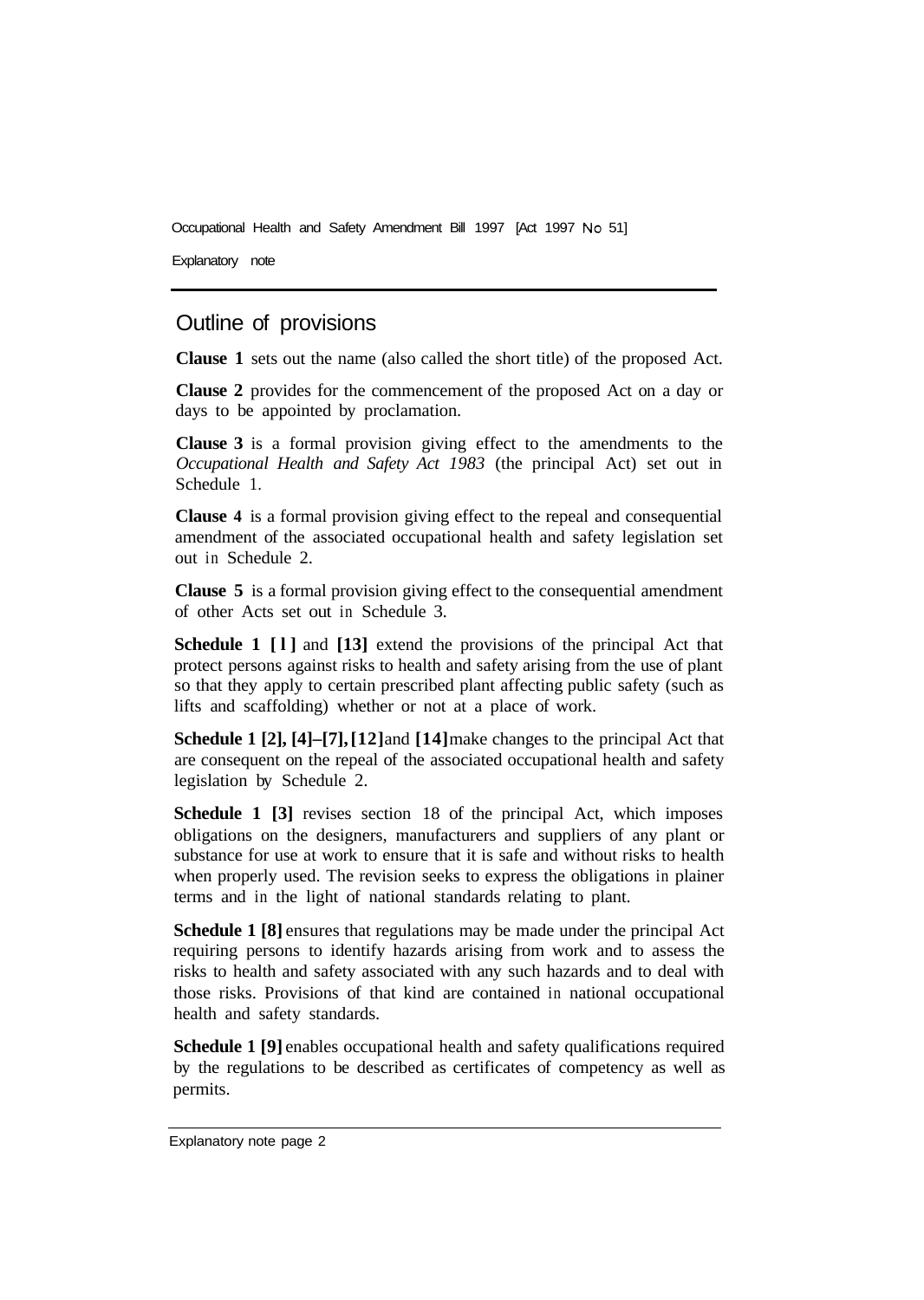## Outline of provisions

**Clause 1** sets out the name (also called the short title) of the proposed Act.

**Clause 2** provides for the commencement of the proposed Act on a day or days to be appointed by proclamation.

**Clause 3** is a formal provision giving effect to the amendments to the *Occupational Health and Safety Act 1983* (the principal Act) set out in Schedule 1.

**Clause 4** is a formal provision giving effect to the repeal and consequential amendment of the associated occupational health and safety legislation set out in Schedule 2.

**Clause 5** is a formal provision giving effect to the consequential amendment of other Acts set out in Schedule 3.

**Schedule 1 [1]** and **[13]** extend the provisions of the principal Act that protect persons against risks to health and safety arising from the use of plant so that they apply to certain prescribed plant affecting public safety (such as lifts and scaffolding) whether or not at a place of work.

**Schedule 1 [2], [4]–[7], [12]** and **[14]** make changes to the principal Act that are consequent on the repeal of the associated occupational health and safety legislation by Schedule 2.

**Schedule 1 [3]** revises section 18 of the principal Act, which imposes obligations on the designers, manufacturers and suppliers of any plant or substance for use at work to ensure that it is safe and without risks to health when properly used. The revision seeks to express the obligations in plainer terms and in the light of national standards relating to plant.

**Schedule 1 [8]** ensures that regulations may be made under the principal Act requiring persons to identify hazards arising from work and to assess the risks to health and safety associated with any such hazards and to deal with those risks. Provisions of that kind are contained in national occupational health and safety standards.

**Schedule 1 [9]** enables occupational health and safety qualifications required by the regulations to be described as certificates of competency as well as permits.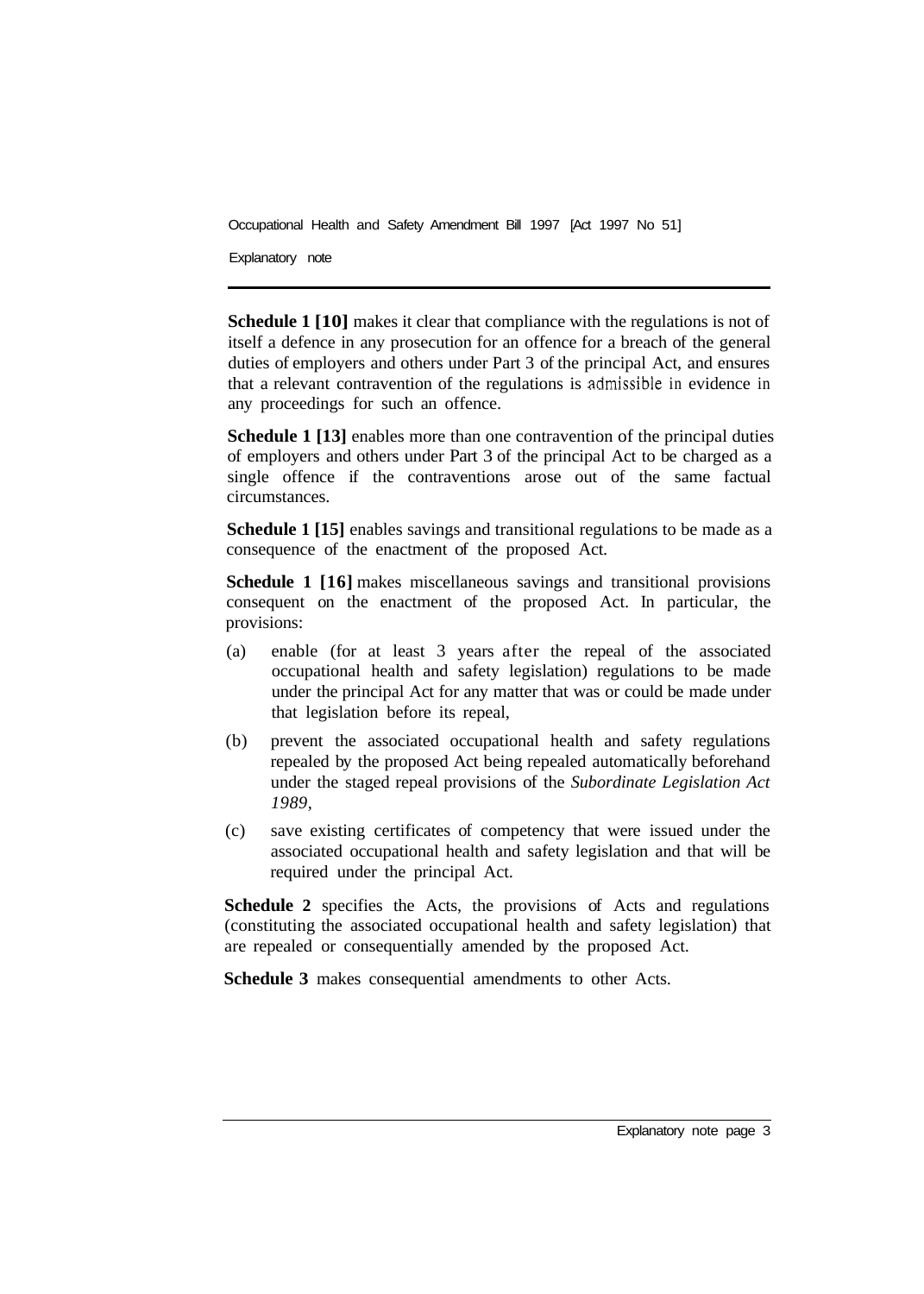**Schedule 1 [10]** makes it clear that compliance with the regulations is not of itself a defence in any prosecution for an offence for a breach of the general duties of employers and others under Part 3 of the principal Act, and ensures that a relevant contravention of the regulations is admissible in evidence in any proceedings for such an offence.

**Schedule 1 [13]** enables more than one contravention of the principal duties of employers and others under Part 3 of the principal Act to be charged as a single offence if the contraventions arose out of the same factual circumstances.

**Schedule 1 [15]** enables savings and transitional regulations to be made as a consequence of the enactment of the proposed Act.

**Schedule 1 [16]** makes miscellaneous savings and transitional provisions consequent on the enactment of the proposed Act. In particular, the provisions:

(a) enable (for at least 3 years after the repeal of the associated occupational health and safety legislation) regulations to be made under the principal Act for any matter that was or could be made under that legislation before its repeal,

(b) prevent the associated occupational health and safety regulations repealed by the proposed Act being repealed automatically beforehand under the staged repeal provisions of the *Subordinate Legislation Act 1989*,

(c) save existing certificates of competency that were issued under the associated occupational health and safety legislation and that will be required under the principal Act.

**Schedule 2** specifies the Acts, the provisions of Acts and regulations (constituting the associated occupational health and safety legislation) that are repealed or consequentially amended by the proposed Act.

**Schedule 3** makes consequential amendments to other Acts.